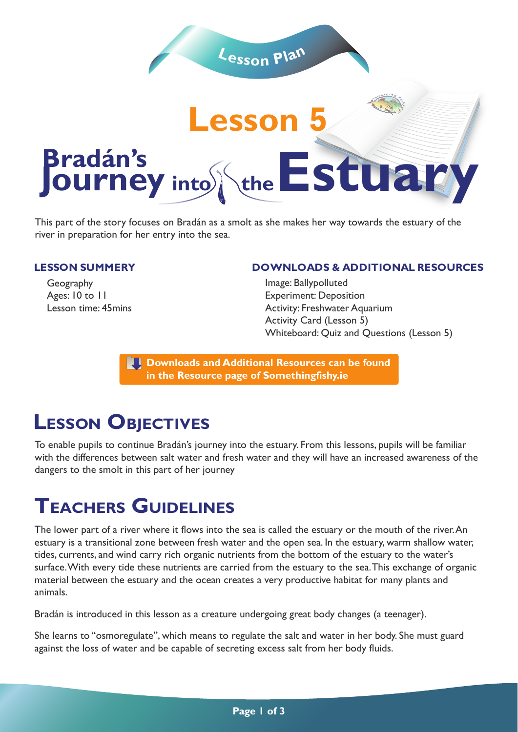Lesson Plan

# Lesson 5

# Bradán's Journey into the Estuary

This part of the story focuses on Bradán as a smolt as she makes her way towards the estuary of the river in preparation for her entry into the sea.

### LESSON SUMMERY

Geography
Ages: 10 to 11
Lesson time: 45mins

### DOWNLOADS & ADDITIONAL RESOURCES

Image: Ballypolluted
Experiment: Deposition
Activity: Freshwater Aquarium
Activity Card (Lesson 5)
Whiteboard: Quiz and Questions (Lesson 5)

**Downloads and Additional Resources can be found in the Resource page of Somethingfishy.ie**

## Lesson Objectives

To enable pupils to continue Bradán's journey into the estuary. From this lessons, pupils will be familiar with the differences between salt water and fresh water and they will have an increased awareness of the dangers to the smolt in this part of her journey

## Teachers Guidelines

The lower part of a river where it flows into the sea is called the estuary or the mouth of the river. An estuary is a transitional zone between fresh water and the open sea. In the estuary, warm shallow water, tides, currents, and wind carry rich organic nutrients from the bottom of the estuary to the water's surface. With every tide these nutrients are carried from the estuary to the sea. This exchange of organic material between the estuary and the ocean creates a very productive habitat for many plants and animals.

Bradán is introduced in this lesson as a creature undergoing great body changes (a teenager).

She learns to "osmoregulate", which means to regulate the salt and water in her body. She must guard against the loss of water and be capable of secreting excess salt from her body fluids.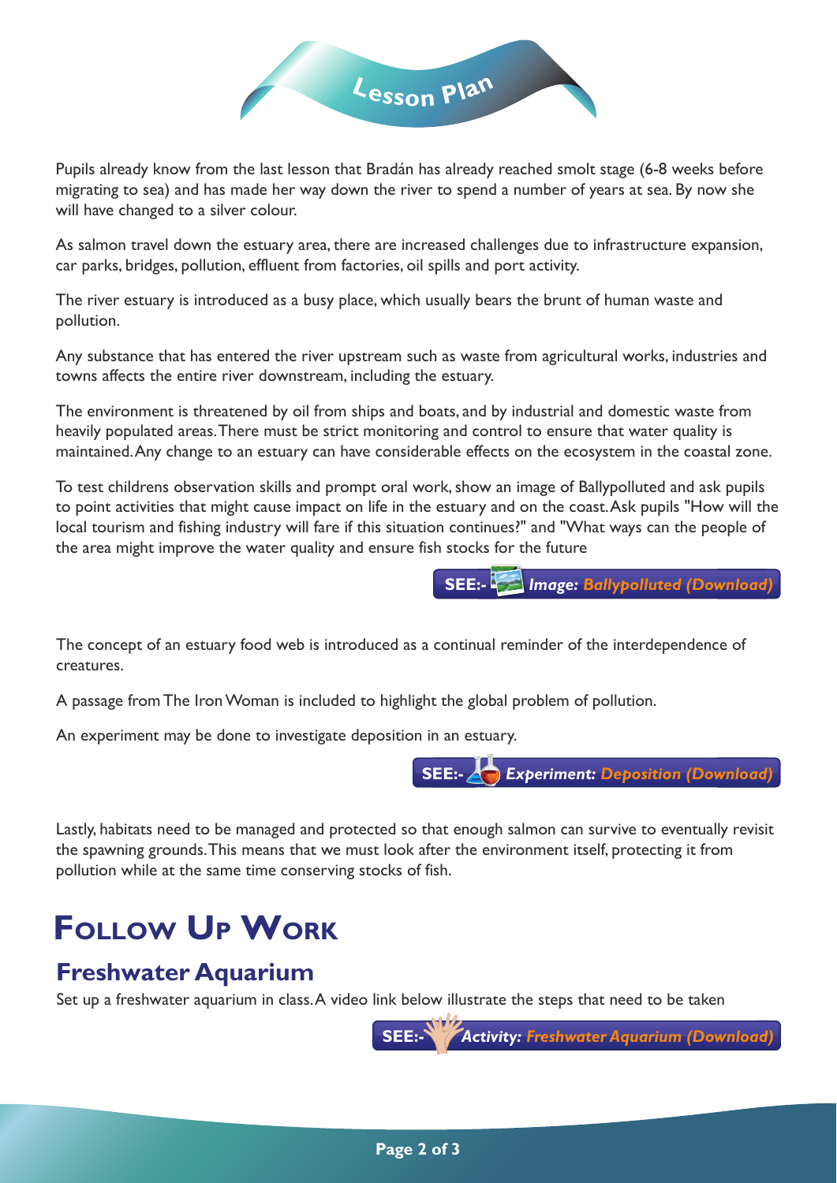# Lesson Plan

Pupils already know from the last lesson that Bradán has already reached smolt stage (6-8 weeks before migrating to sea) and has made her way down the river to spend a number of years at sea. By now she will have changed to a silver colour.

As salmon travel down the estuary area, there are increased challenges due to infrastructure expansion, car parks, bridges, pollution, effluent from factories, oil spills and port activity.

The river estuary is introduced as a busy place, which usually bears the brunt of human waste and pollution.

Any substance that has entered the river upstream such as waste from agricultural works, industries and towns affects the entire river downstream, including the estuary.

The environment is threatened by oil from ships and boats, and by industrial and domestic waste from heavily populated areas. There must be strict monitoring and control to ensure that water quality is maintained. Any change to an estuary can have considerable effects on the ecosystem in the coastal zone.

To test childrens observation skills and prompt oral work, show an image of Ballypolluted and ask pupils to point activities that might cause impact on life in the estuary and on the coast. Ask pupils "How will the local tourism and fishing industry will fare if this situation continues?" and "What ways can the people of the area might improve the water quality and ensure fish stocks for the future

**SEE:-** ***Image: Ballypolluted (Download)***

The concept of an estuary food web is introduced as a continual reminder of the interdependence of creatures.

A passage from The Iron Woman is included to highlight the global problem of pollution.

An experiment may be done to investigate deposition in an estuary.

**SEE:-** ***Experiment: Deposition (Download)***

Lastly, habitats need to be managed and protected so that enough salmon can survive to eventually revisit the spawning grounds. This means that we must look after the environment itself, protecting it from pollution while at the same time conserving stocks of fish.

# Follow Up Work

## Freshwater Aquarium

Set up a freshwater aquarium in class. A video link below illustrate the steps that need to be taken

**SEE:-** ***Activity: Freshwater Aquarium (Download)***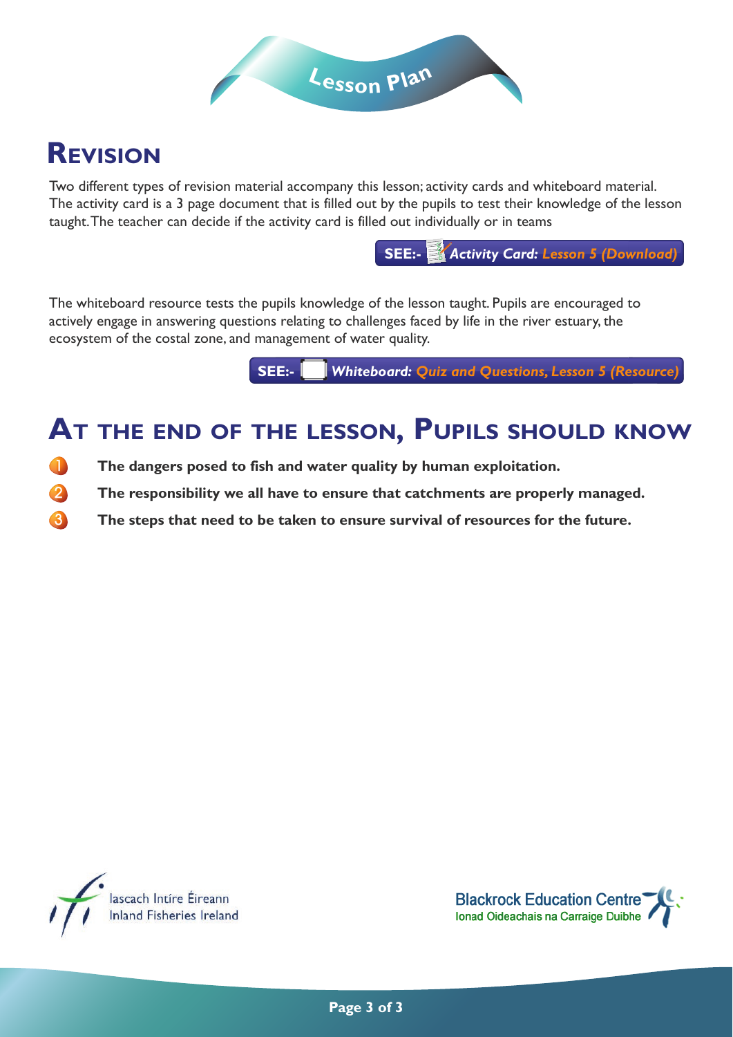Lesson Plan

# Revision

Two different types of revision material accompany this lesson; activity cards and whiteboard material. The activity card is a 3 page document that is filled out by the pupils to test their knowledge of the lesson taught. The teacher can decide if the activity card is filled out individually or in teams

**SEE:-** ***Activity Card: Lesson 5 (Download)***

The whiteboard resource tests the pupils knowledge of the lesson taught. Pupils are encouraged to actively engage in answering questions relating to challenges faced by life in the river estuary, the ecosystem of the costal zone, and management of water quality.

**SEE:-** ***Whiteboard: Quiz and Questions, Lesson 5 (Resource)***

# At the end of the lesson, Pupils should know

1. **The dangers posed to fish and water quality by human exploitation.**
2. **The responsibility we all have to ensure that catchments are properly managed.**
3. **The steps that need to be taken to ensure survival of resources for the future.**

Iascach Intíre Éireann
Inland Fisheries Ireland

Blackrock Education Centre
Ionad Oideachais na Carraige Duibhe